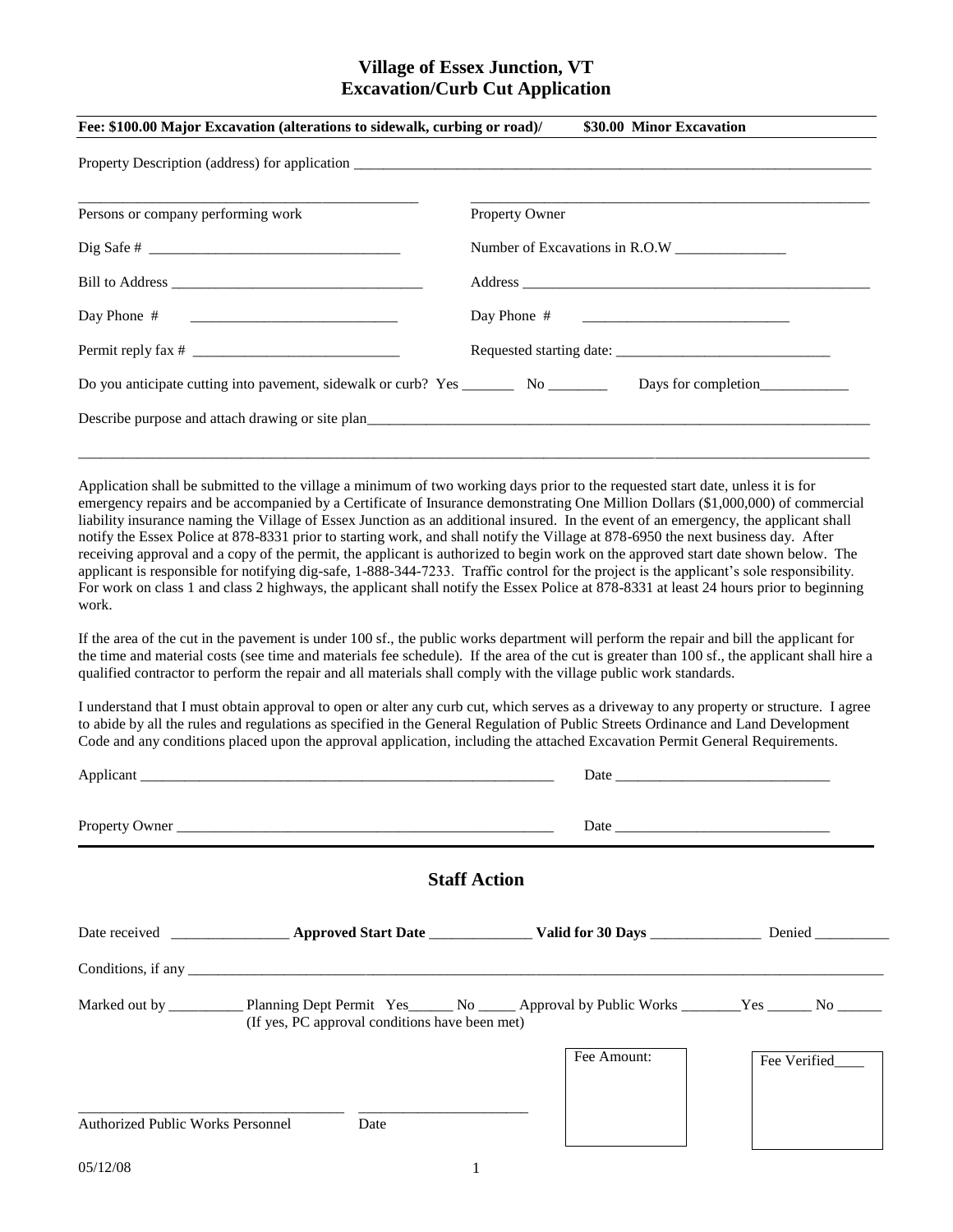# Village of Essex Junction, VT
## Excavation/Curb Cut Application

**Fee: $100.00 Major Excavation (alterations to sidewalk, curbing or road)/ $30.00 Minor Excavation**

Property Description (address) for application ____________________________________________

| | |
|---|---|
| ______________________________ | ______________________________ |
| Persons or company performing work | Property Owner |
| Dig Safe # ______________________ | Number of Excavations in R.O.W ______________ |
| Bill to Address ______________________ | Address ______________________ |
| Day Phone # ______________________ | Day Phone # ______________________ |
| Permit reply fax # ______________________ | Requested starting date: ______________________ |

Do you anticipate cutting into pavement, sidewalk or curb? Yes _______ No ________ Days for completion____________

Describe purpose and attach drawing or site plan____________________________________________

____________________________________________________________________________________

Application shall be submitted to the village a minimum of two working days prior to the requested start date, unless it is for emergency repairs and be accompanied by a Certificate of Insurance demonstrating One Million Dollars ($1,000,000) of commercial liability insurance naming the Village of Essex Junction as an additional insured. In the event of an emergency, the applicant shall notify the Essex Police at 878-8331 prior to starting work, and shall notify the Village at 878-6950 the next business day. After receiving approval and a copy of the permit, the applicant is authorized to begin work on the approved start date shown below. The applicant is responsible for notifying dig-safe, 1-888-344-7233. Traffic control for the project is the applicant's sole responsibility. For work on class 1 and class 2 highways, the applicant shall notify the Essex Police at 878-8331 at least 24 hours prior to beginning work.

If the area of the cut in the pavement is under 100 sf., the public works department will perform the repair and bill the applicant for the time and material costs (see time and materials fee schedule). If the area of the cut is greater than 100 sf., the applicant shall hire a qualified contractor to perform the repair and all materials shall comply with the village public work standards.

I understand that I must obtain approval to open or alter any curb cut, which serves as a driveway to any property or structure. I agree to abide by all the rules and regulations as specified in the General Regulation of Public Streets Ordinance and Land Development Code and any conditions placed upon the approval application, including the attached Excavation Permit General Requirements.

Applicant ____________________________________________ Date ______________________

Property Owner ________________________________________ Date ______________________

## Staff Action

Date received ______________ **Approved Start Date** ______________ **Valid for 30 Days** ______________ Denied __________

Conditions, if any ____________________________________________________________________________

Marked out by __________ Planning Dept Permit Yes______ No _____ Approval by Public Works ________Yes ______ No ______
(If yes, PC approval conditions have been met)

Fee Amount:

Fee Verified____

______________________________ ______________________
Authorized Public Works Personnel Date

05/12/08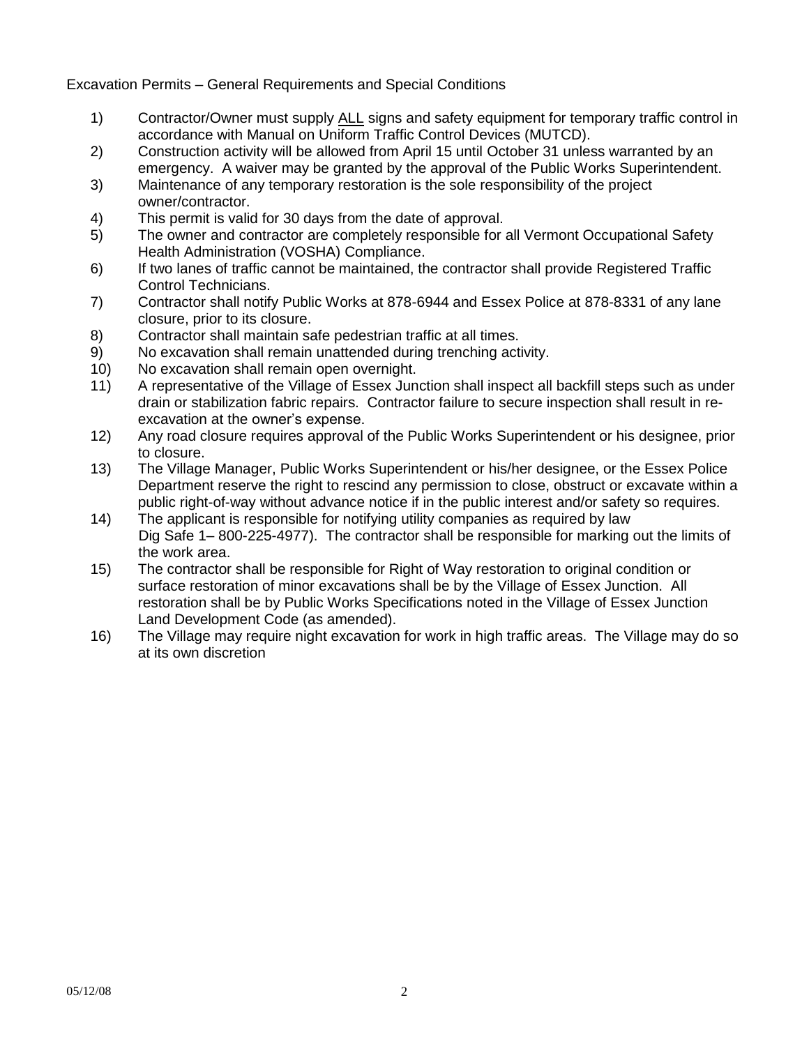Excavation Permits – General Requirements and Special Conditions

1) Contractor/Owner must supply ALL signs and safety equipment for temporary traffic control in accordance with Manual on Uniform Traffic Control Devices (MUTCD).
2) Construction activity will be allowed from April 15 until October 31 unless warranted by an emergency. A waiver may be granted by the approval of the Public Works Superintendent.
3) Maintenance of any temporary restoration is the sole responsibility of the project owner/contractor.
4) This permit is valid for 30 days from the date of approval.
5) The owner and contractor are completely responsible for all Vermont Occupational Safety Health Administration (VOSHA) Compliance.
6) If two lanes of traffic cannot be maintained, the contractor shall provide Registered Traffic Control Technicians.
7) Contractor shall notify Public Works at 878-6944 and Essex Police at 878-8331 of any lane closure, prior to its closure.
8) Contractor shall maintain safe pedestrian traffic at all times.
9) No excavation shall remain unattended during trenching activity.
10) No excavation shall remain open overnight.
11) A representative of the Village of Essex Junction shall inspect all backfill steps such as under drain or stabilization fabric repairs. Contractor failure to secure inspection shall result in re-excavation at the owner's expense.
12) Any road closure requires approval of the Public Works Superintendent or his designee, prior to closure.
13) The Village Manager, Public Works Superintendent or his/her designee, or the Essex Police Department reserve the right to rescind any permission to close, obstruct or excavate within a public right-of-way without advance notice if in the public interest and/or safety so requires.
14) The applicant is responsible for notifying utility companies as required by law Dig Safe 1– 800-225-4977). The contractor shall be responsible for marking out the limits of the work area.
15) The contractor shall be responsible for Right of Way restoration to original condition or surface restoration of minor excavations shall be by the Village of Essex Junction. All restoration shall be by Public Works Specifications noted in the Village of Essex Junction Land Development Code (as amended).
16) The Village may require night excavation for work in high traffic areas. The Village may do so at its own discretion

05/12/08